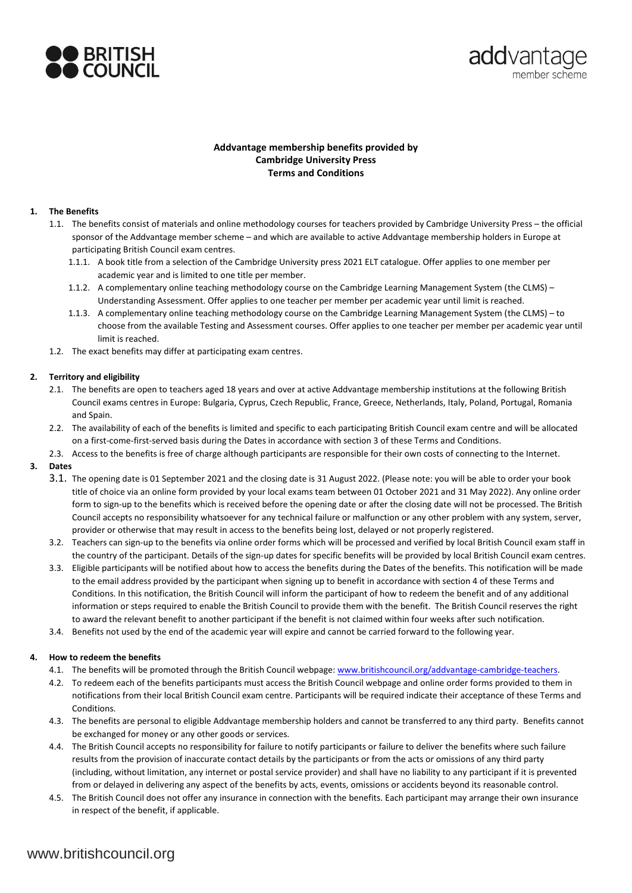**Addvantage membership benefits provided by Cambridge University Press Terms and Conditions**

**1. The Benefits**

1.1. The benefits consist of materials and online methodology courses for teachers provided by Cambridge University Press – the official sponsor of the Addvantage member scheme – and which are available to active Addvantage membership holders in Europe at participating British Council exam centres.

1.1.1. A book title from a selection of the Cambridge University press 2021 ELT catalogue. Offer applies to one member per academic year and is limited to one title per member.

1.1.2. A complementary online teaching methodology course on the Cambridge Learning Management System (the CLMS) – Understanding Assessment. Offer applies to one teacher per member per academic year until limit is reached.

1.1.3. A complementary online teaching methodology course on the Cambridge Learning Management System (the CLMS) – to choose from the available Testing and Assessment courses. Offer applies to one teacher per member per academic year until limit is reached.

1.2. The exact benefits may differ at participating exam centres.

**2. Territory and eligibility**

2.1. The benefits are open to teachers aged 18 years and over at active Addvantage membership institutions at the following British Council exams centres in Europe: Bulgaria, Cyprus, Czech Republic, France, Greece, Netherlands, Italy, Poland, Portugal, Romania and Spain.

2.2. The availability of each of the benefits is limited and specific to each participating British Council exam centre and will be allocated on a first-come-first-served basis during the Dates in accordance with section 3 of these Terms and Conditions.

2.3. Access to the benefits is free of charge although participants are responsible for their own costs of connecting to the Internet.

**3. Dates**

3.1. The opening date is 01 September 2021 and the closing date is 31 August 2022. (Please note: you will be able to order your book title of choice via an online form provided by your local exams team between 01 October 2021 and 31 May 2022). Any online order form to sign-up to the benefits which is received before the opening date or after the closing date will not be processed. The British Council accepts no responsibility whatsoever for any technical failure or malfunction or any other problem with any system, server, provider or otherwise that may result in access to the benefits being lost, delayed or not properly registered.

3.2. Teachers can sign-up to the benefits via online order forms which will be processed and verified by local British Council exam staff in the country of the participant. Details of the sign-up dates for specific benefits will be provided by local British Council exam centres.

3.3. Eligible participants will be notified about how to access the benefits during the Dates of the benefits. This notification will be made to the email address provided by the participant when signing up to benefit in accordance with section 4 of these Terms and Conditions. In this notification, the British Council will inform the participant of how to redeem the benefit and of any additional information or steps required to enable the British Council to provide them with the benefit. The British Council reserves the right to award the relevant benefit to another participant if the benefit is not claimed within four weeks after such notification.

3.4. Benefits not used by the end of the academic year will expire and cannot be carried forward to the following year.

**4. How to redeem the benefits**

4.1. The benefits will be promoted through the British Council webpage: www.britishcouncil.org/addvantage-cambridge-teachers.

4.2. To redeem each of the benefits participants must access the British Council webpage and online order forms provided to them in notifications from their local British Council exam centre. Participants will be required indicate their acceptance of these Terms and Conditions.

4.3. The benefits are personal to eligible Addvantage membership holders and cannot be transferred to any third party. Benefits cannot be exchanged for money or any other goods or services.

4.4. The British Council accepts no responsibility for failure to notify participants or failure to deliver the benefits where such failure results from the provision of inaccurate contact details by the participants or from the acts or omissions of any third party (including, without limitation, any internet or postal service provider) and shall have no liability to any participant if it is prevented from or delayed in delivering any aspect of the benefits by acts, events, omissions or accidents beyond its reasonable control.

4.5. The British Council does not offer any insurance in connection with the benefits. Each participant may arrange their own insurance in respect of the benefit, if applicable.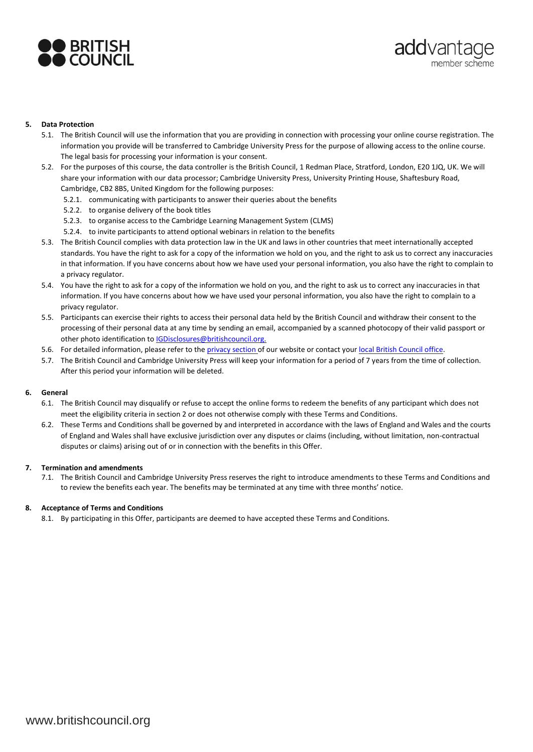**5. Data Protection**

5.1. The British Council will use the information that you are providing in connection with processing your online course registration. The information you provide will be transferred to Cambridge University Press for the purpose of allowing access to the online course. The legal basis for processing your information is your consent.

5.2. For the purposes of this course, the data controller is the British Council, 1 Redman Place, Stratford, London, E20 1JQ, UK. We will share your information with our data processor; Cambridge University Press, University Printing House, Shaftesbury Road, Cambridge, CB2 8BS, United Kingdom for the following purposes:

  5.2.1. communicating with participants to answer their queries about the benefits

  5.2.2. to organise delivery of the book titles

  5.2.3. to organise access to the Cambridge Learning Management System (CLMS)

  5.2.4. to invite participants to attend optional webinars in relation to the benefits

5.3. The British Council complies with data protection law in the UK and laws in other countries that meet internationally accepted standards. You have the right to ask for a copy of the information we hold on you, and the right to ask us to correct any inaccuracies in that information. If you have concerns about how we have used your personal information, you also have the right to complain to a privacy regulator.

5.4. You have the right to ask for a copy of the information we hold on you, and the right to ask us to correct any inaccuracies in that information. If you have concerns about how we have used your personal information, you also have the right to complain to a privacy regulator.

5.5. Participants can exercise their rights to access their personal data held by the British Council and withdraw their consent to the processing of their personal data at any time by sending an email, accompanied by a scanned photocopy of their valid passport or other photo identification to IGDisclosures@britishcouncil.org.

5.6. For detailed information, please refer to the privacy section of our website or contact your local British Council office.

5.7. The British Council and Cambridge University Press will keep your information for a period of 7 years from the time of collection. After this period your information will be deleted.

**6. General**

6.1. The British Council may disqualify or refuse to accept the online forms to redeem the benefits of any participant which does not meet the eligibility criteria in section 2 or does not otherwise comply with these Terms and Conditions.

6.2. These Terms and Conditions shall be governed by and interpreted in accordance with the laws of England and Wales and the courts of England and Wales shall have exclusive jurisdiction over any disputes or claims (including, without limitation, non-contractual disputes or claims) arising out of or in connection with the benefits in this Offer.

**7. Termination and amendments**

7.1. The British Council and Cambridge University Press reserves the right to introduce amendments to these Terms and Conditions and to review the benefits each year. The benefits may be terminated at any time with three months' notice.

**8. Acceptance of Terms and Conditions**

8.1. By participating in this Offer, participants are deemed to have accepted these Terms and Conditions.